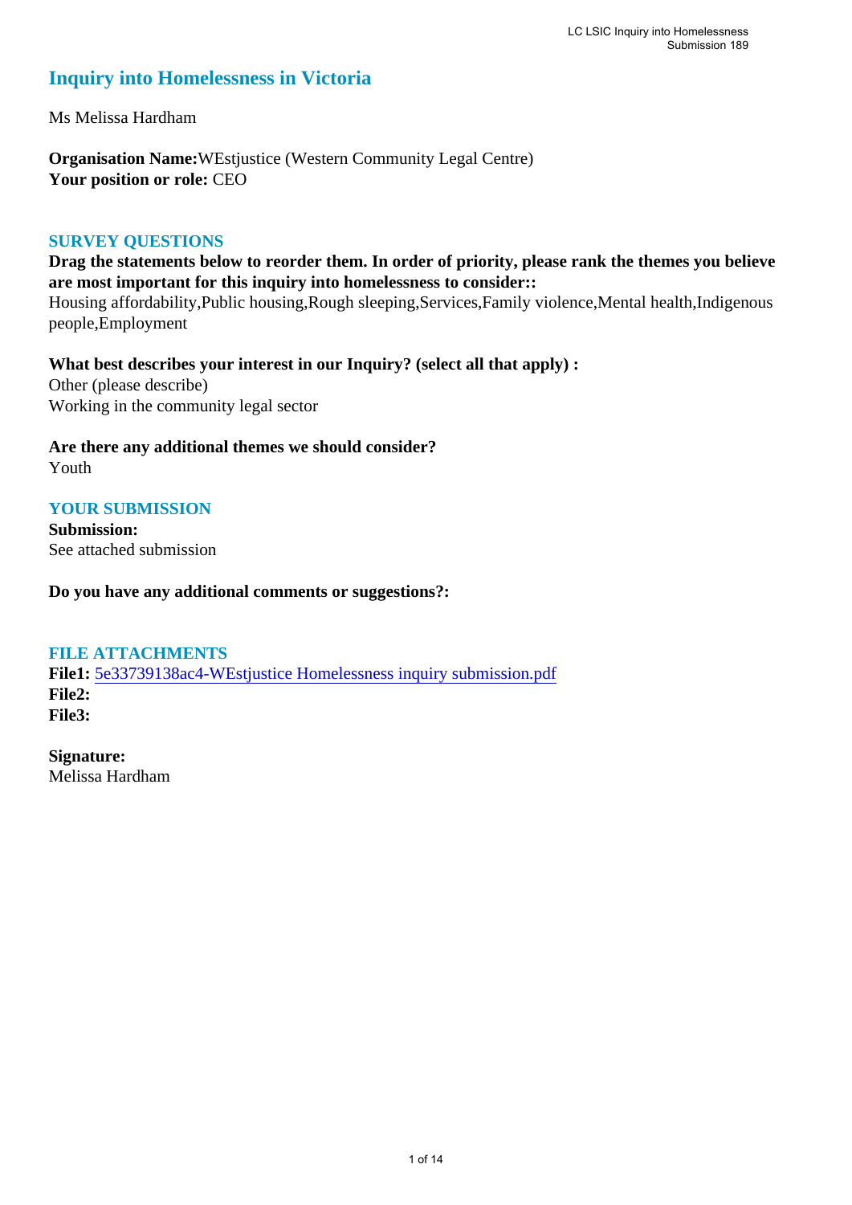# Inquiry into Homelessness in Victoria

Ms Melissa Hardham

**Organisation Name:**WEstjustice (Western Community Legal Centre)
**Your position or role:** CEO

## SURVEY QUESTIONS

**Drag the statements below to reorder them. In order of priority, please rank the themes you believe are most important for this inquiry into homelessness to consider::**
Housing affordability,Public housing,Rough sleeping,Services,Family violence,Mental health,Indigenous people,Employment

**What best describes your interest in our Inquiry? (select all that apply) :**
Other (please describe)
Working in the community legal sector

**Are there any additional themes we should consider?**
Youth

## YOUR SUBMISSION

**Submission:**
See attached submission

**Do you have any additional comments or suggestions?:**

## FILE ATTACHMENTS

**File1:** 5e33739138ac4-WEstjustice Homelessness inquiry submission.pdf
**File2:**
**File3:**

**Signature:**
Melissa Hardham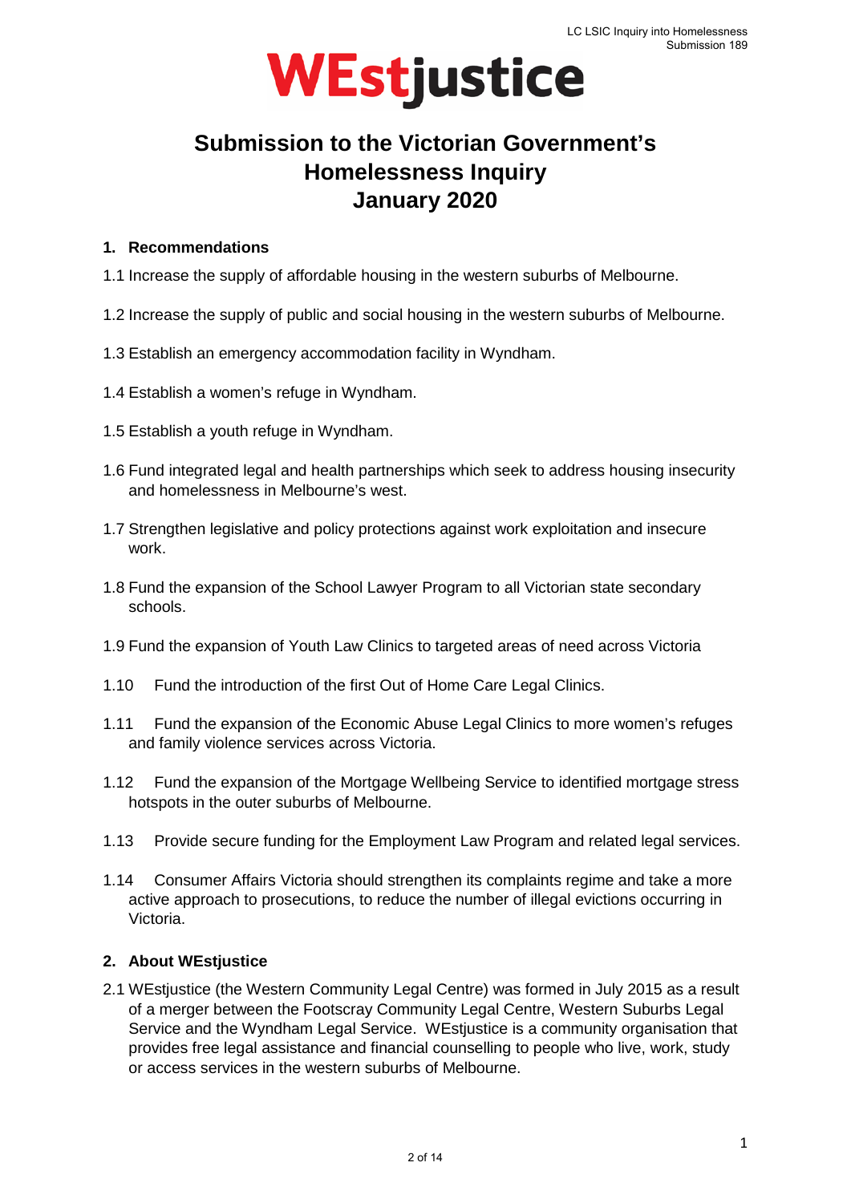# WEstjustice

## Submission to the Victorian Government's Homelessness Inquiry January 2020

### 1. Recommendations

1.1 Increase the supply of affordable housing in the western suburbs of Melbourne.

1.2 Increase the supply of public and social housing in the western suburbs of Melbourne.

1.3 Establish an emergency accommodation facility in Wyndham.

1.4 Establish a women's refuge in Wyndham.

1.5 Establish a youth refuge in Wyndham.

1.6 Fund integrated legal and health partnerships which seek to address housing insecurity and homelessness in Melbourne's west.

1.7 Strengthen legislative and policy protections against work exploitation and insecure work.

1.8 Fund the expansion of the School Lawyer Program to all Victorian state secondary schools.

1.9 Fund the expansion of Youth Law Clinics to targeted areas of need across Victoria

1.10 Fund the introduction of the first Out of Home Care Legal Clinics.

1.11 Fund the expansion of the Economic Abuse Legal Clinics to more women's refuges and family violence services across Victoria.

1.12 Fund the expansion of the Mortgage Wellbeing Service to identified mortgage stress hotspots in the outer suburbs of Melbourne.

1.13 Provide secure funding for the Employment Law Program and related legal services.

1.14 Consumer Affairs Victoria should strengthen its complaints regime and take a more active approach to prosecutions, to reduce the number of illegal evictions occurring in Victoria.

### 2. About WEstjustice

2.1 WEstjustice (the Western Community Legal Centre) was formed in July 2015 as a result of a merger between the Footscray Community Legal Centre, Western Suburbs Legal Service and the Wyndham Legal Service. WEstjustice is a community organisation that provides free legal assistance and financial counselling to people who live, work, study or access services in the western suburbs of Melbourne.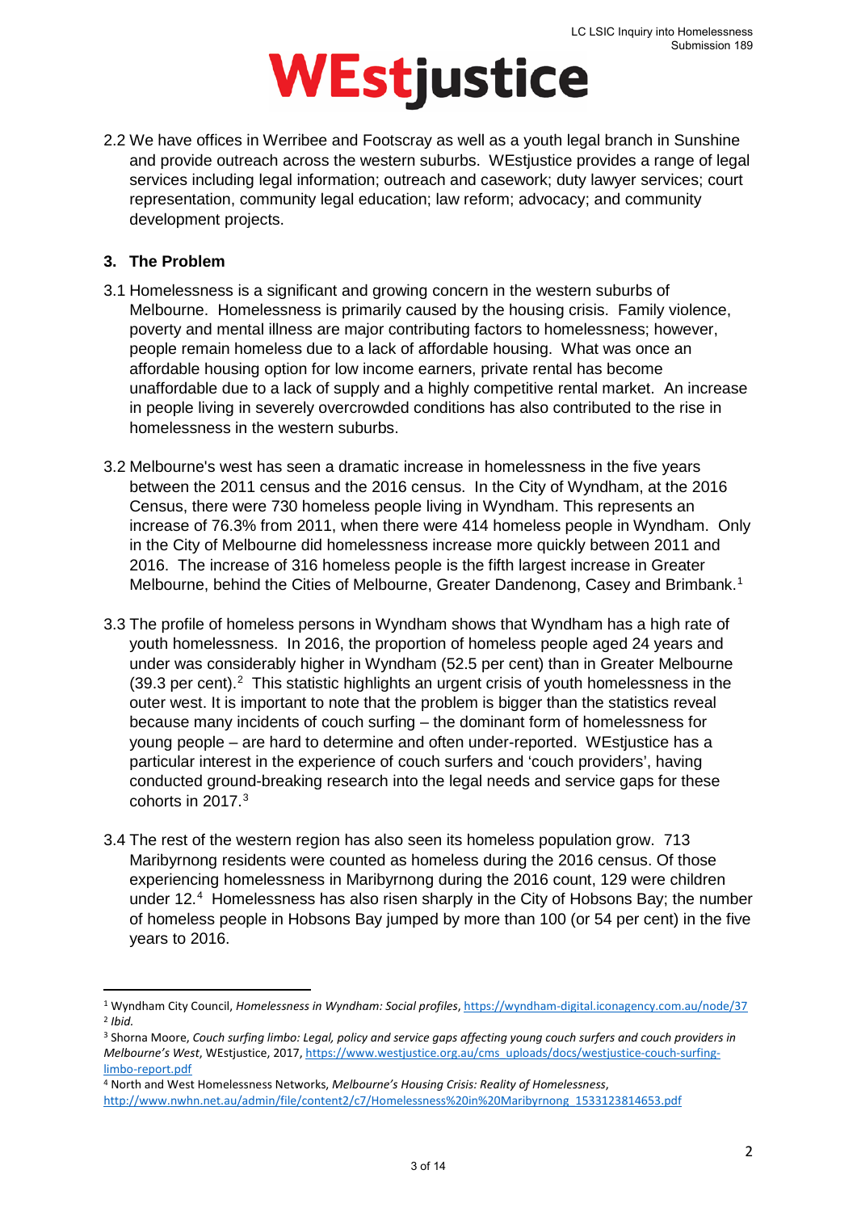2.2 We have offices in Werribee and Footscray as well as a youth legal branch in Sunshine and provide outreach across the western suburbs. WEstjustice provides a range of legal services including legal information; outreach and casework; duty lawyer services; court representation, community legal education; law reform; advocacy; and community development projects.

## 3. The Problem

3.1 Homelessness is a significant and growing concern in the western suburbs of Melbourne. Homelessness is primarily caused by the housing crisis. Family violence, poverty and mental illness are major contributing factors to homelessness; however, people remain homeless due to a lack of affordable housing. What was once an affordable housing option for low income earners, private rental has become unaffordable due to a lack of supply and a highly competitive rental market. An increase in people living in severely overcrowded conditions has also contributed to the rise in homelessness in the western suburbs.

3.2 Melbourne's west has seen a dramatic increase in homelessness in the five years between the 2011 census and the 2016 census. In the City of Wyndham, at the 2016 Census, there were 730 homeless people living in Wyndham. This represents an increase of 76.3% from 2011, when there were 414 homeless people in Wyndham. Only in the City of Melbourne did homelessness increase more quickly between 2011 and 2016. The increase of 316 homeless people is the fifth largest increase in Greater Melbourne, behind the Cities of Melbourne, Greater Dandenong, Casey and Brimbank.[1]

3.3 The profile of homeless persons in Wyndham shows that Wyndham has a high rate of youth homelessness. In 2016, the proportion of homeless people aged 24 years and under was considerably higher in Wyndham (52.5 per cent) than in Greater Melbourne (39.3 per cent).[2] This statistic highlights an urgent crisis of youth homelessness in the outer west. It is important to note that the problem is bigger than the statistics reveal because many incidents of couch surfing – the dominant form of homelessness for young people – are hard to determine and often under-reported. WEstjustice has a particular interest in the experience of couch surfers and 'couch providers', having conducted ground-breaking research into the legal needs and service gaps for these cohorts in 2017.[3]

3.4 The rest of the western region has also seen its homeless population grow. 713 Maribyrnong residents were counted as homeless during the 2016 census. Of those experiencing homelessness in Maribyrnong during the 2016 count, 129 were children under 12.[4] Homelessness has also risen sharply in the City of Hobsons Bay; the number of homeless people in Hobsons Bay jumped by more than 100 (or 54 per cent) in the five years to 2016.

---

[1] Wyndham City Council, *Homelessness in Wyndham: Social profiles*, https://wyndham-digital.iconagency.com.au/node/37

[2] *Ibid.*

[3] Shorna Moore, *Couch surfing limbo: Legal, policy and service gaps affecting young couch surfers and couch providers in Melbourne's West*, WEstjustice, 2017, https://www.westjustice.org.au/cms_uploads/docs/westjustice-couch-surfing-limbo-report.pdf

[4] North and West Homelessness Networks, *Melbourne's Housing Crisis: Reality of Homelessness*, http://www.nwhn.net.au/admin/file/content2/c7/Homelessness%20in%20Maribyrnong_1533123814653.pdf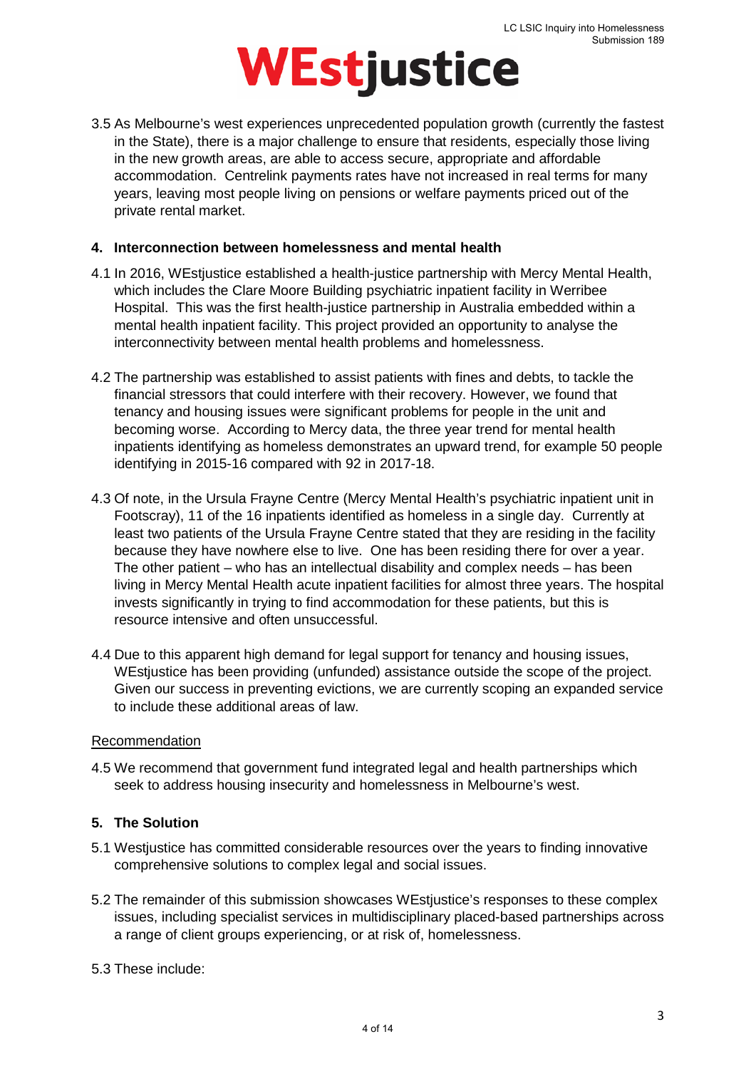3.5 As Melbourne's west experiences unprecedented population growth (currently the fastest in the State), there is a major challenge to ensure that residents, especially those living in the new growth areas, are able to access secure, appropriate and affordable accommodation. Centrelink payments rates have not increased in real terms for many years, leaving most people living on pensions or welfare payments priced out of the private rental market.

## 4. Interconnection between homelessness and mental health

4.1 In 2016, WEstjustice established a health-justice partnership with Mercy Mental Health, which includes the Clare Moore Building psychiatric inpatient facility in Werribee Hospital. This was the first health-justice partnership in Australia embedded within a mental health inpatient facility. This project provided an opportunity to analyse the interconnectivity between mental health problems and homelessness.

4.2 The partnership was established to assist patients with fines and debts, to tackle the financial stressors that could interfere with their recovery. However, we found that tenancy and housing issues were significant problems for people in the unit and becoming worse. According to Mercy data, the three year trend for mental health inpatients identifying as homeless demonstrates an upward trend, for example 50 people identifying in 2015-16 compared with 92 in 2017-18.

4.3 Of note, in the Ursula Frayne Centre (Mercy Mental Health's psychiatric inpatient unit in Footscray), 11 of the 16 inpatients identified as homeless in a single day. Currently at least two patients of the Ursula Frayne Centre stated that they are residing in the facility because they have nowhere else to live. One has been residing there for over a year. The other patient – who has an intellectual disability and complex needs – has been living in Mercy Mental Health acute inpatient facilities for almost three years. The hospital invests significantly in trying to find accommodation for these patients, but this is resource intensive and often unsuccessful.

4.4 Due to this apparent high demand for legal support for tenancy and housing issues, WEstjustice has been providing (unfunded) assistance outside the scope of the project. Given our success in preventing evictions, we are currently scoping an expanded service to include these additional areas of law.

Recommendation

4.5 We recommend that government fund integrated legal and health partnerships which seek to address housing insecurity and homelessness in Melbourne's west.

## 5. The Solution

5.1 Westjustice has committed considerable resources over the years to finding innovative comprehensive solutions to complex legal and social issues.

5.2 The remainder of this submission showcases WEstjustice's responses to these complex issues, including specialist services in multidisciplinary placed-based partnerships across a range of client groups experiencing, or at risk of, homelessness.

5.3 These include: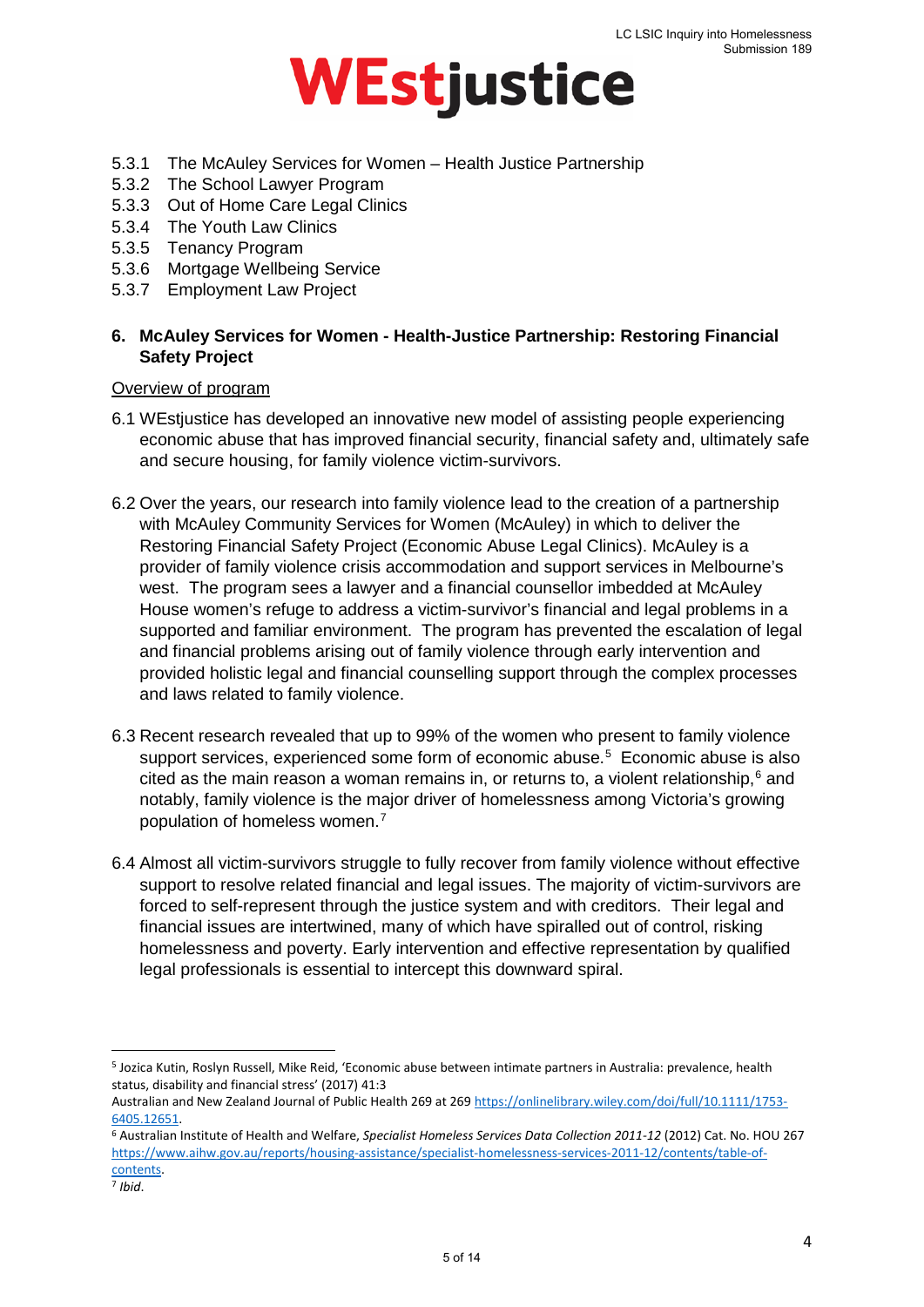5.3.1 The McAuley Services for Women – Health Justice Partnership
5.3.2 The School Lawyer Program
5.3.3 Out of Home Care Legal Clinics
5.3.4 The Youth Law Clinics
5.3.5 Tenancy Program
5.3.6 Mortgage Wellbeing Service
5.3.7 Employment Law Project

## 6. McAuley Services for Women - Health-Justice Partnership: Restoring Financial Safety Project

Overview of program

6.1 WEstjustice has developed an innovative new model of assisting people experiencing economic abuse that has improved financial security, financial safety and, ultimately safe and secure housing, for family violence victim-survivors.

6.2 Over the years, our research into family violence lead to the creation of a partnership with McAuley Community Services for Women (McAuley) in which to deliver the Restoring Financial Safety Project (Economic Abuse Legal Clinics). McAuley is a provider of family violence crisis accommodation and support services in Melbourne's west. The program sees a lawyer and a financial counsellor imbedded at McAuley House women's refuge to address a victim-survivor's financial and legal problems in a supported and familiar environment. The program has prevented the escalation of legal and financial problems arising out of family violence through early intervention and provided holistic legal and financial counselling support through the complex processes and laws related to family violence.

6.3 Recent research revealed that up to 99% of the women who present to family violence support services, experienced some form of economic abuse.[5] Economic abuse is also cited as the main reason a woman remains in, or returns to, a violent relationship,[6] and notably, family violence is the major driver of homelessness among Victoria's growing population of homeless women.[7]

6.4 Almost all victim-survivors struggle to fully recover from family violence without effective support to resolve related financial and legal issues. The majority of victim-survivors are forced to self-represent through the justice system and with creditors. Their legal and financial issues are intertwined, many of which have spiralled out of control, risking homelessness and poverty. Early intervention and effective representation by qualified legal professionals is essential to intercept this downward spiral.

---

[5] Jozica Kutin, Roslyn Russell, Mike Reid, 'Economic abuse between intimate partners in Australia: prevalence, health status, disability and financial stress' (2017) 41:3 Australian and New Zealand Journal of Public Health 269 at 269 https://onlinelibrary.wiley.com/doi/full/10.1111/1753-6405.12651.

[6] Australian Institute of Health and Welfare, *Specialist Homeless Services Data Collection 2011-12* (2012) Cat. No. HOU 267 https://www.aihw.gov.au/reports/housing-assistance/specialist-homelessness-services-2011-12/contents/table-of-contents.

[7] *Ibid*.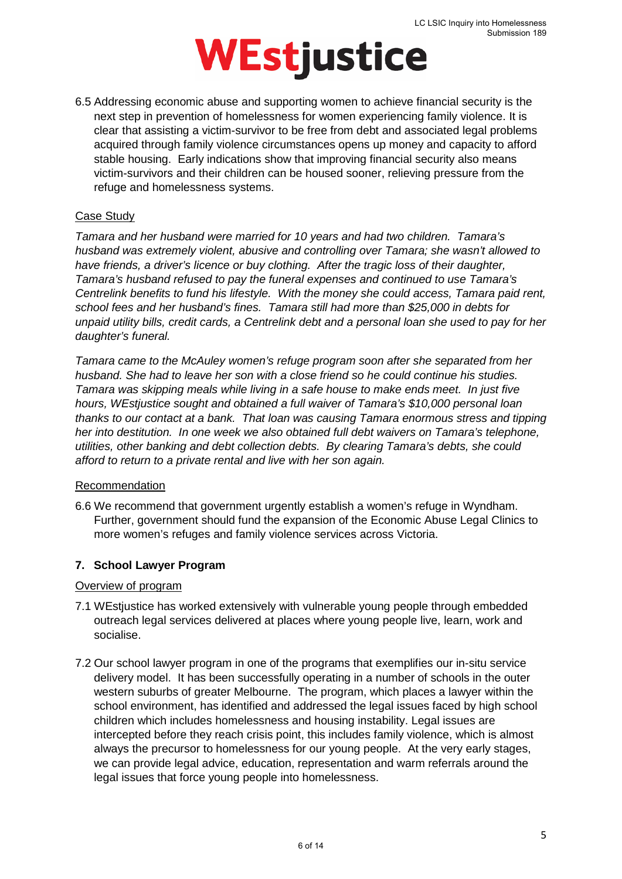6.5 Addressing economic abuse and supporting women to achieve financial security is the next step in prevention of homelessness for women experiencing family violence. It is clear that assisting a victim-survivor to be free from debt and associated legal problems acquired through family violence circumstances opens up money and capacity to afford stable housing. Early indications show that improving financial security also means victim-survivors and their children can be housed sooner, relieving pressure from the refuge and homelessness systems.

<u>Case Study</u>

*Tamara and her husband were married for 10 years and had two children. Tamara's husband was extremely violent, abusive and controlling over Tamara; she wasn't allowed to have friends, a driver's licence or buy clothing. After the tragic loss of their daughter, Tamara's husband refused to pay the funeral expenses and continued to use Tamara's Centrelink benefits to fund his lifestyle. With the money she could access, Tamara paid rent, school fees and her husband's fines. Tamara still had more than $25,000 in debts for unpaid utility bills, credit cards, a Centrelink debt and a personal loan she used to pay for her daughter's funeral.*

*Tamara came to the McAuley women's refuge program soon after she separated from her husband. She had to leave her son with a close friend so he could continue his studies. Tamara was skipping meals while living in a safe house to make ends meet. In just five hours, WEstjustice sought and obtained a full waiver of Tamara's $10,000 personal loan thanks to our contact at a bank. That loan was causing Tamara enormous stress and tipping her into destitution. In one week we also obtained full debt waivers on Tamara's telephone, utilities, other banking and debt collection debts. By clearing Tamara's debts, she could afford to return to a private rental and live with her son again.*

<u>Recommendation</u>

6.6 We recommend that government urgently establish a women's refuge in Wyndham. Further, government should fund the expansion of the Economic Abuse Legal Clinics to more women's refuges and family violence services across Victoria.

## 7. School Lawyer Program

<u>Overview of program</u>

7.1 WEstjustice has worked extensively with vulnerable young people through embedded outreach legal services delivered at places where young people live, learn, work and socialise.

7.2 Our school lawyer program in one of the programs that exemplifies our in-situ service delivery model. It has been successfully operating in a number of schools in the outer western suburbs of greater Melbourne. The program, which places a lawyer within the school environment, has identified and addressed the legal issues faced by high school children which includes homelessness and housing instability. Legal issues are intercepted before they reach crisis point, this includes family violence, which is almost always the precursor to homelessness for our young people. At the very early stages, we can provide legal advice, education, representation and warm referrals around the legal issues that force young people into homelessness.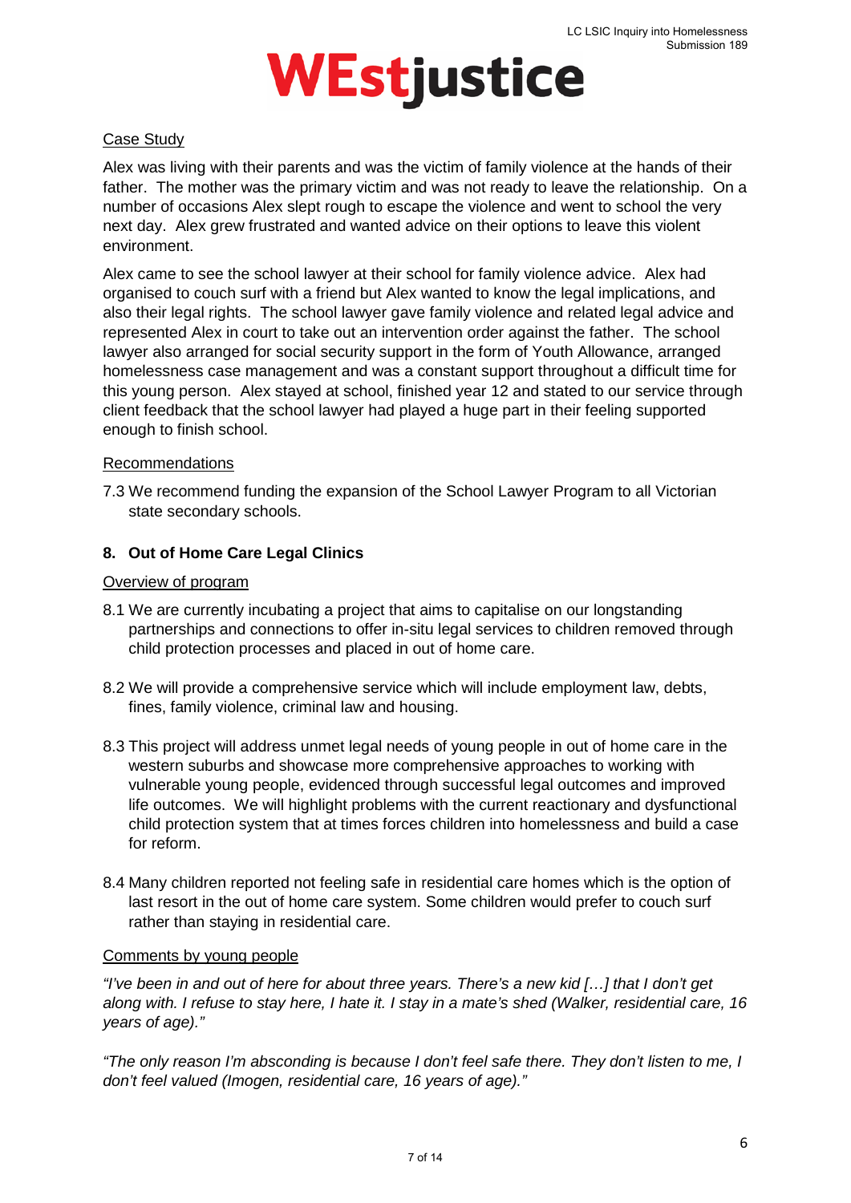Case Study

Alex was living with their parents and was the victim of family violence at the hands of their father. The mother was the primary victim and was not ready to leave the relationship. On a number of occasions Alex slept rough to escape the violence and went to school the very next day. Alex grew frustrated and wanted advice on their options to leave this violent environment.

Alex came to see the school lawyer at their school for family violence advice. Alex had organised to couch surf with a friend but Alex wanted to know the legal implications, and also their legal rights. The school lawyer gave family violence and related legal advice and represented Alex in court to take out an intervention order against the father. The school lawyer also arranged for social security support in the form of Youth Allowance, arranged homelessness case management and was a constant support throughout a difficult time for this young person. Alex stayed at school, finished year 12 and stated to our service through client feedback that the school lawyer had played a huge part in their feeling supported enough to finish school.

Recommendations

7.3 We recommend funding the expansion of the School Lawyer Program to all Victorian state secondary schools.

## 8. Out of Home Care Legal Clinics

Overview of program

8.1 We are currently incubating a project that aims to capitalise on our longstanding partnerships and connections to offer in-situ legal services to children removed through child protection processes and placed in out of home care.

8.2 We will provide a comprehensive service which will include employment law, debts, fines, family violence, criminal law and housing.

8.3 This project will address unmet legal needs of young people in out of home care in the western suburbs and showcase more comprehensive approaches to working with vulnerable young people, evidenced through successful legal outcomes and improved life outcomes. We will highlight problems with the current reactionary and dysfunctional child protection system that at times forces children into homelessness and build a case for reform.

8.4 Many children reported not feeling safe in residential care homes which is the option of last resort in the out of home care system. Some children would prefer to couch surf rather than staying in residential care.

Comments by young people

*"I've been in and out of here for about three years. There's a new kid […] that I don't get along with. I refuse to stay here, I hate it. I stay in a mate's shed (Walker, residential care, 16 years of age)."*

*"The only reason I'm absconding is because I don't feel safe there. They don't listen to me, I don't feel valued (Imogen, residential care, 16 years of age)."*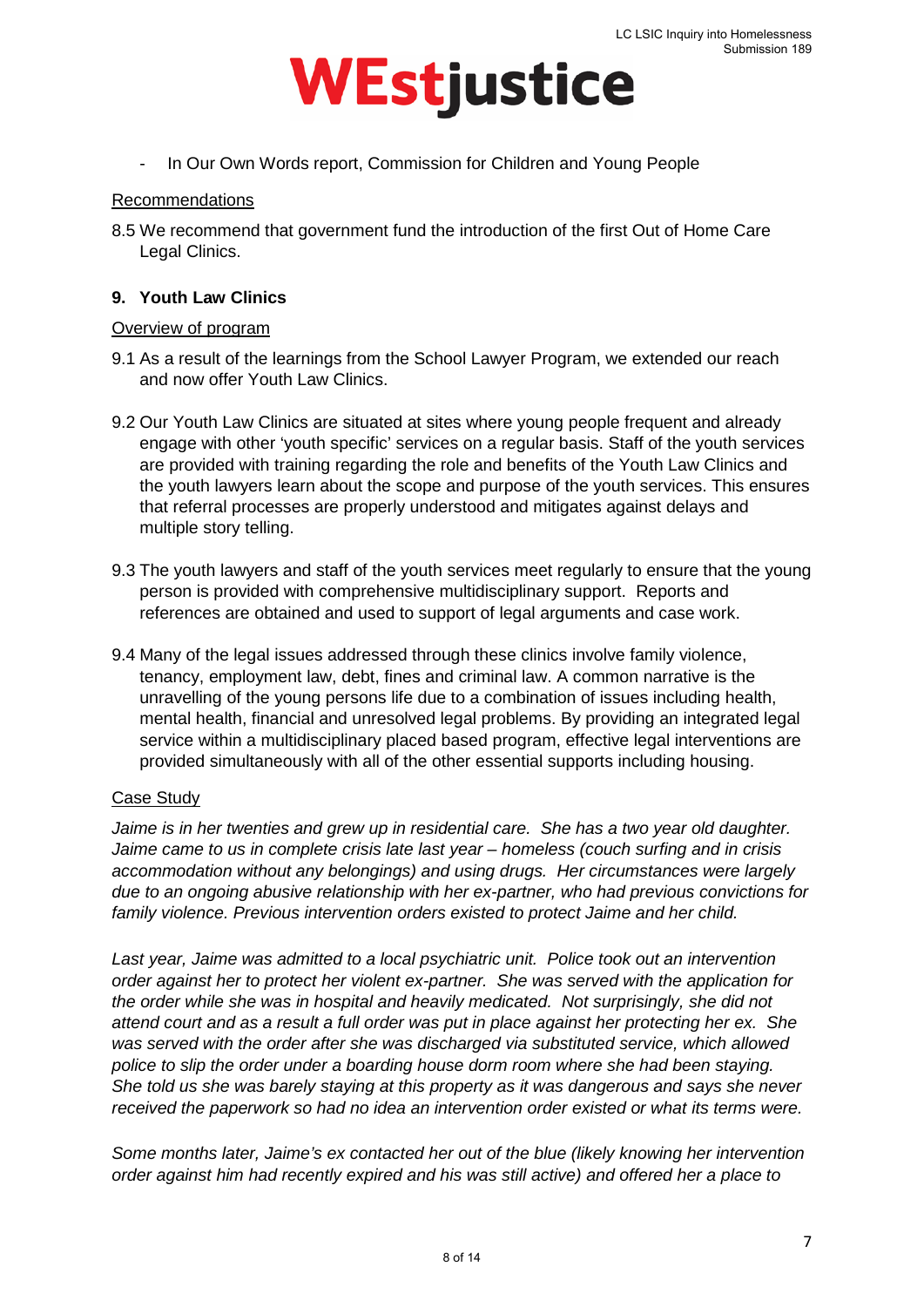- In Our Own Words report, Commission for Children and Young People

Recommendations

8.5 We recommend that government fund the introduction of the first Out of Home Care Legal Clinics.

## 9. Youth Law Clinics

Overview of program

9.1 As a result of the learnings from the School Lawyer Program, we extended our reach and now offer Youth Law Clinics.

9.2 Our Youth Law Clinics are situated at sites where young people frequent and already engage with other 'youth specific' services on a regular basis. Staff of the youth services are provided with training regarding the role and benefits of the Youth Law Clinics and the youth lawyers learn about the scope and purpose of the youth services. This ensures that referral processes are properly understood and mitigates against delays and multiple story telling.

9.3 The youth lawyers and staff of the youth services meet regularly to ensure that the young person is provided with comprehensive multidisciplinary support. Reports and references are obtained and used to support of legal arguments and case work.

9.4 Many of the legal issues addressed through these clinics involve family violence, tenancy, employment law, debt, fines and criminal law. A common narrative is the unravelling of the young persons life due to a combination of issues including health, mental health, financial and unresolved legal problems. By providing an integrated legal service within a multidisciplinary placed based program, effective legal interventions are provided simultaneously with all of the other essential supports including housing.

Case Study

*Jaime is in her twenties and grew up in residential care. She has a two year old daughter. Jaime came to us in complete crisis late last year – homeless (couch surfing and in crisis accommodation without any belongings) and using drugs. Her circumstances were largely due to an ongoing abusive relationship with her ex-partner, who had previous convictions for family violence. Previous intervention orders existed to protect Jaime and her child.*

*Last year, Jaime was admitted to a local psychiatric unit. Police took out an intervention order against her to protect her violent ex-partner. She was served with the application for the order while she was in hospital and heavily medicated. Not surprisingly, she did not attend court and as a result a full order was put in place against her protecting her ex. She was served with the order after she was discharged via substituted service, which allowed police to slip the order under a boarding house dorm room where she had been staying. She told us she was barely staying at this property as it was dangerous and says she never received the paperwork so had no idea an intervention order existed or what its terms were.*

*Some months later, Jaime's ex contacted her out of the blue (likely knowing her intervention order against him had recently expired and his was still active) and offered her a place to*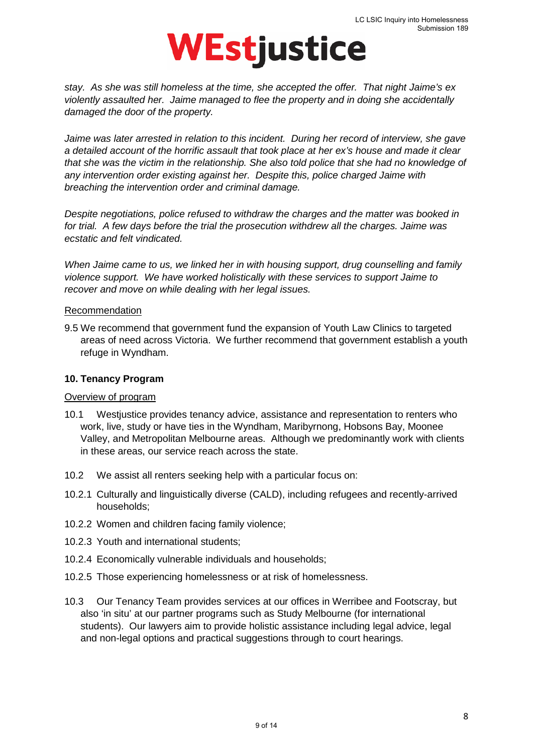*stay. As she was still homeless at the time, she accepted the offer. That night Jaime's ex violently assaulted her. Jaime managed to flee the property and in doing she accidentally damaged the door of the property.*

*Jaime was later arrested in relation to this incident. During her record of interview, she gave a detailed account of the horrific assault that took place at her ex's house and made it clear that she was the victim in the relationship. She also told police that she had no knowledge of any intervention order existing against her. Despite this, police charged Jaime with breaching the intervention order and criminal damage.*

*Despite negotiations, police refused to withdraw the charges and the matter was booked in for trial. A few days before the trial the prosecution withdrew all the charges. Jaime was ecstatic and felt vindicated.*

*When Jaime came to us, we linked her in with housing support, drug counselling and family violence support. We have worked holistically with these services to support Jaime to recover and move on while dealing with her legal issues.*

<u>Recommendation</u>

9.5 We recommend that government fund the expansion of Youth Law Clinics to targeted areas of need across Victoria. We further recommend that government establish a youth refuge in Wyndham.

## 10. Tenancy Program

<u>Overview of program</u>

10.1 Westjustice provides tenancy advice, assistance and representation to renters who work, live, study or have ties in the Wyndham, Maribyrnong, Hobsons Bay, Moonee Valley, and Metropolitan Melbourne areas. Although we predominantly work with clients in these areas, our service reach across the state.

10.2 We assist all renters seeking help with a particular focus on:

10.2.1 Culturally and linguistically diverse (CALD), including refugees and recently-arrived households;

10.2.2 Women and children facing family violence;

10.2.3 Youth and international students;

10.2.4 Economically vulnerable individuals and households;

10.2.5 Those experiencing homelessness or at risk of homelessness.

10.3 Our Tenancy Team provides services at our offices in Werribee and Footscray, but also 'in situ' at our partner programs such as Study Melbourne (for international students). Our lawyers aim to provide holistic assistance including legal advice, legal and non-legal options and practical suggestions through to court hearings.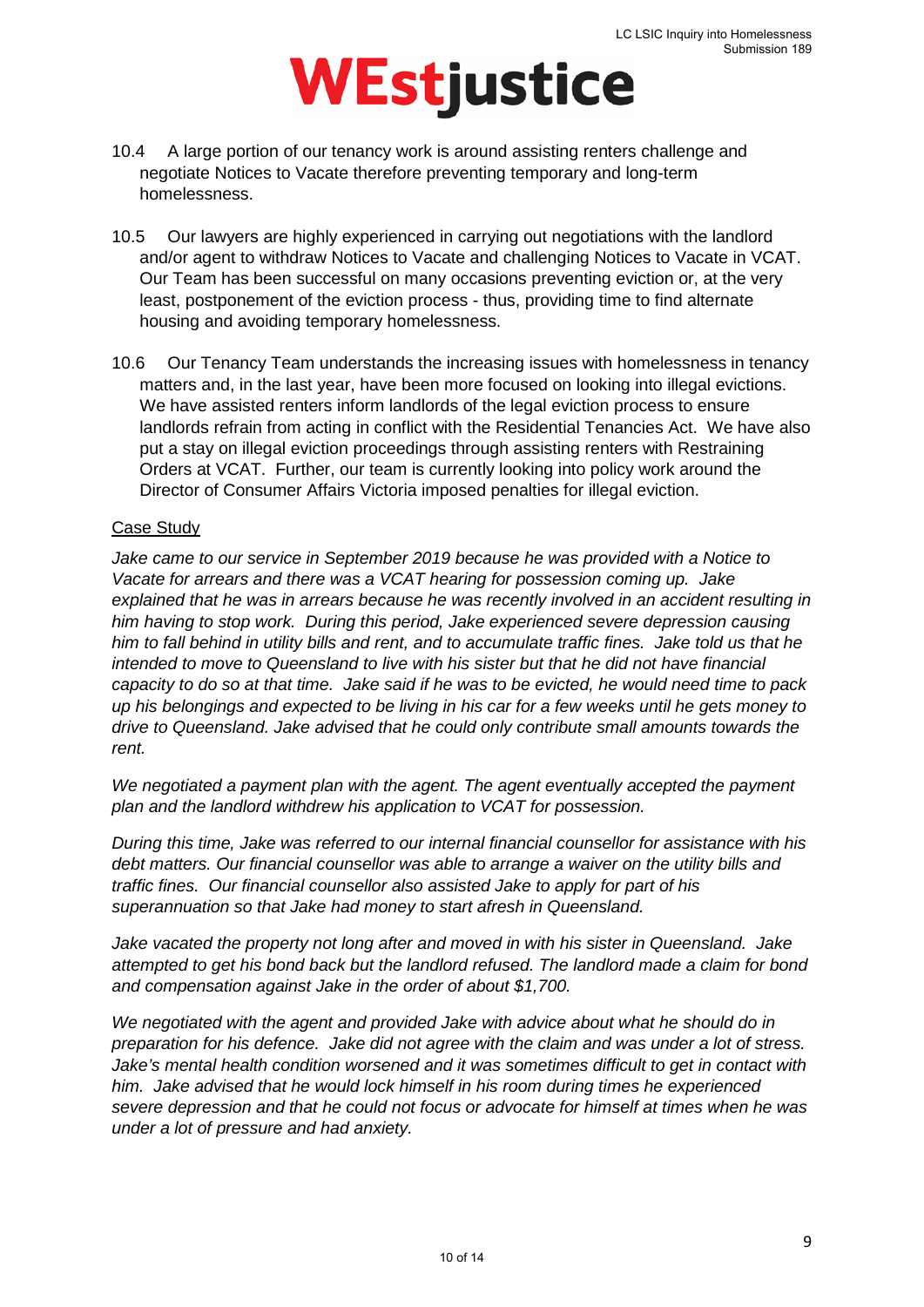10.4 A large portion of our tenancy work is around assisting renters challenge and negotiate Notices to Vacate therefore preventing temporary and long-term homelessness.

10.5 Our lawyers are highly experienced in carrying out negotiations with the landlord and/or agent to withdraw Notices to Vacate and challenging Notices to Vacate in VCAT. Our Team has been successful on many occasions preventing eviction or, at the very least, postponement of the eviction process - thus, providing time to find alternate housing and avoiding temporary homelessness.

10.6 Our Tenancy Team understands the increasing issues with homelessness in tenancy matters and, in the last year, have been more focused on looking into illegal evictions. We have assisted renters inform landlords of the legal eviction process to ensure landlords refrain from acting in conflict with the Residential Tenancies Act. We have also put a stay on illegal eviction proceedings through assisting renters with Restraining Orders at VCAT. Further, our team is currently looking into policy work around the Director of Consumer Affairs Victoria imposed penalties for illegal eviction.

<u>Case Study</u>

*Jake came to our service in September 2019 because he was provided with a Notice to Vacate for arrears and there was a VCAT hearing for possession coming up. Jake explained that he was in arrears because he was recently involved in an accident resulting in him having to stop work. During this period, Jake experienced severe depression causing him to fall behind in utility bills and rent, and to accumulate traffic fines. Jake told us that he intended to move to Queensland to live with his sister but that he did not have financial capacity to do so at that time. Jake said if he was to be evicted, he would need time to pack up his belongings and expected to be living in his car for a few weeks until he gets money to drive to Queensland. Jake advised that he could only contribute small amounts towards the rent.*

*We negotiated a payment plan with the agent. The agent eventually accepted the payment plan and the landlord withdrew his application to VCAT for possession.*

*During this time, Jake was referred to our internal financial counsellor for assistance with his debt matters. Our financial counsellor was able to arrange a waiver on the utility bills and traffic fines. Our financial counsellor also assisted Jake to apply for part of his superannuation so that Jake had money to start afresh in Queensland.*

*Jake vacated the property not long after and moved in with his sister in Queensland. Jake attempted to get his bond back but the landlord refused. The landlord made a claim for bond and compensation against Jake in the order of about $1,700.*

*We negotiated with the agent and provided Jake with advice about what he should do in preparation for his defence. Jake did not agree with the claim and was under a lot of stress. Jake's mental health condition worsened and it was sometimes difficult to get in contact with him. Jake advised that he would lock himself in his room during times he experienced severe depression and that he could not focus or advocate for himself at times when he was under a lot of pressure and had anxiety.*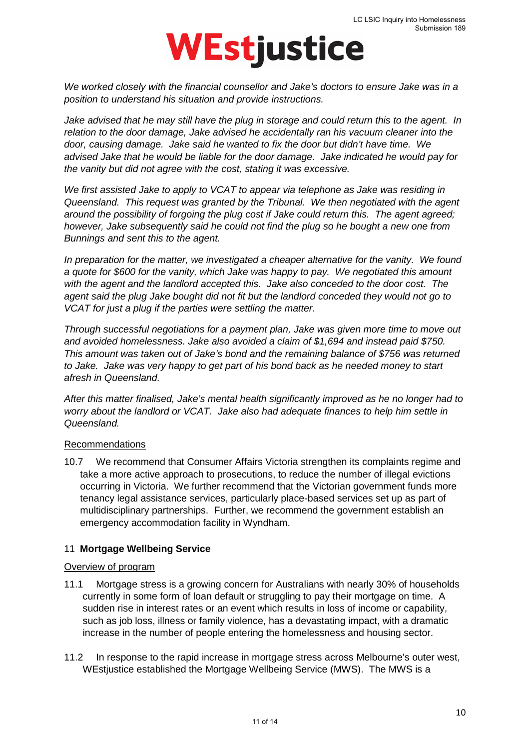*We worked closely with the financial counsellor and Jake's doctors to ensure Jake was in a position to understand his situation and provide instructions.*

*Jake advised that he may still have the plug in storage and could return this to the agent. In relation to the door damage, Jake advised he accidentally ran his vacuum cleaner into the door, causing damage. Jake said he wanted to fix the door but didn't have time. We advised Jake that he would be liable for the door damage. Jake indicated he would pay for the vanity but did not agree with the cost, stating it was excessive.*

*We first assisted Jake to apply to VCAT to appear via telephone as Jake was residing in Queensland. This request was granted by the Tribunal. We then negotiated with the agent around the possibility of forgoing the plug cost if Jake could return this. The agent agreed; however, Jake subsequently said he could not find the plug so he bought a new one from Bunnings and sent this to the agent.*

*In preparation for the matter, we investigated a cheaper alternative for the vanity. We found a quote for $600 for the vanity, which Jake was happy to pay. We negotiated this amount with the agent and the landlord accepted this. Jake also conceded to the door cost. The agent said the plug Jake bought did not fit but the landlord conceded they would not go to VCAT for just a plug if the parties were settling the matter.*

*Through successful negotiations for a payment plan, Jake was given more time to move out and avoided homelessness. Jake also avoided a claim of $1,694 and instead paid $750. This amount was taken out of Jake's bond and the remaining balance of $756 was returned to Jake. Jake was very happy to get part of his bond back as he needed money to start afresh in Queensland.*

*After this matter finalised, Jake's mental health significantly improved as he no longer had to worry about the landlord or VCAT. Jake also had adequate finances to help him settle in Queensland.*

Recommendations

10.7 We recommend that Consumer Affairs Victoria strengthen its complaints regime and take a more active approach to prosecutions, to reduce the number of illegal evictions occurring in Victoria. We further recommend that the Victorian government funds more tenancy legal assistance services, particularly place-based services set up as part of multidisciplinary partnerships. Further, we recommend the government establish an emergency accommodation facility in Wyndham.

## 11 Mortgage Wellbeing Service

Overview of program

11.1 Mortgage stress is a growing concern for Australians with nearly 30% of households currently in some form of loan default or struggling to pay their mortgage on time. A sudden rise in interest rates or an event which results in loss of income or capability, such as job loss, illness or family violence, has a devastating impact, with a dramatic increase in the number of people entering the homelessness and housing sector.

11.2 In response to the rapid increase in mortgage stress across Melbourne's outer west, WEstjustice established the Mortgage Wellbeing Service (MWS). The MWS is a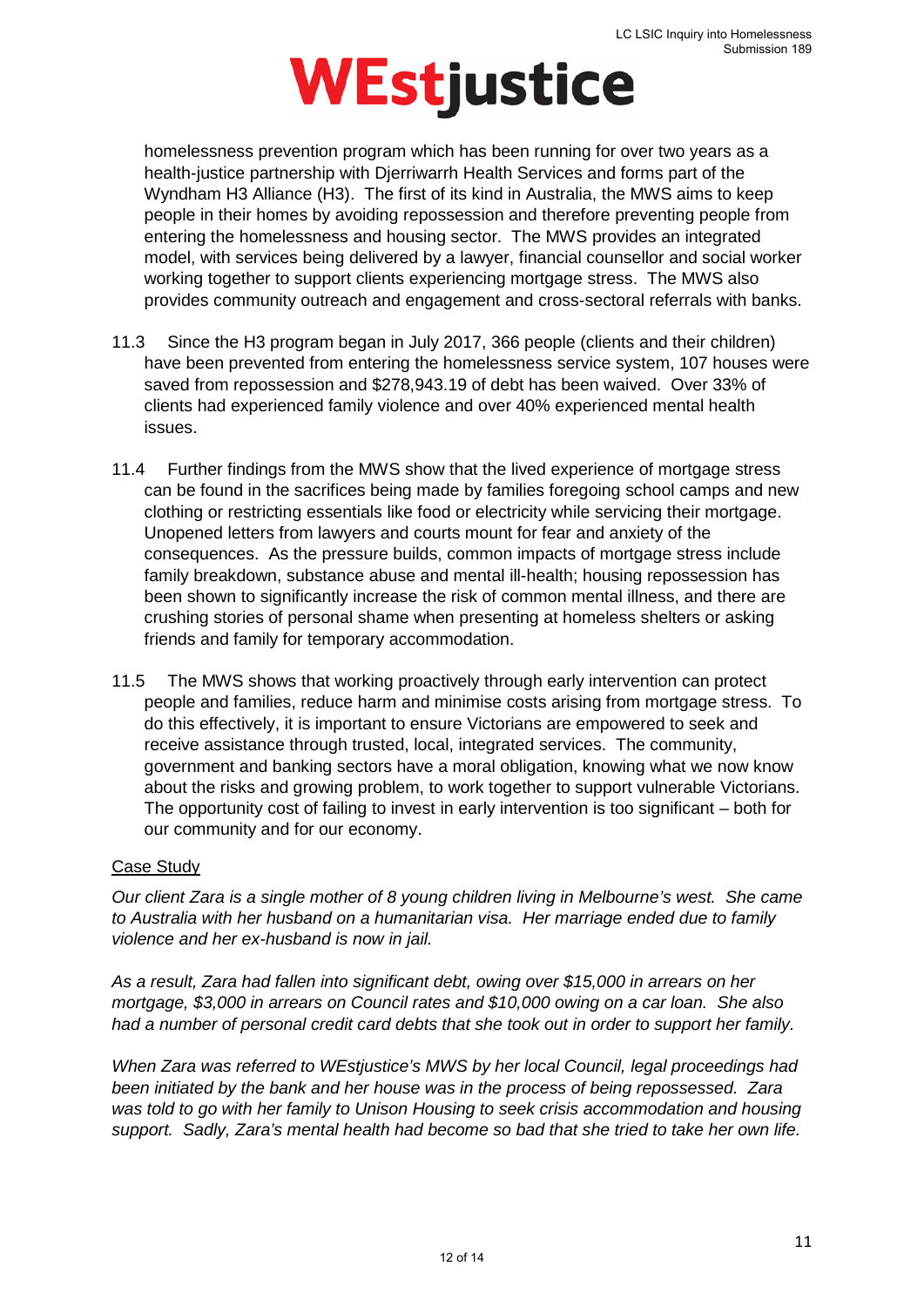homelessness prevention program which has been running for over two years as a health-justice partnership with Djerriwarrh Health Services and forms part of the Wyndham H3 Alliance (H3). The first of its kind in Australia, the MWS aims to keep people in their homes by avoiding repossession and therefore preventing people from entering the homelessness and housing sector. The MWS provides an integrated model, with services being delivered by a lawyer, financial counsellor and social worker working together to support clients experiencing mortgage stress. The MWS also provides community outreach and engagement and cross-sectoral referrals with banks.

11.3 Since the H3 program began in July 2017, 366 people (clients and their children) have been prevented from entering the homelessness service system, 107 houses were saved from repossession and $278,943.19 of debt has been waived. Over 33% of clients had experienced family violence and over 40% experienced mental health issues.

11.4 Further findings from the MWS show that the lived experience of mortgage stress can be found in the sacrifices being made by families foregoing school camps and new clothing or restricting essentials like food or electricity while servicing their mortgage. Unopened letters from lawyers and courts mount for fear and anxiety of the consequences. As the pressure builds, common impacts of mortgage stress include family breakdown, substance abuse and mental ill-health; housing repossession has been shown to significantly increase the risk of common mental illness, and there are crushing stories of personal shame when presenting at homeless shelters or asking friends and family for temporary accommodation.

11.5 The MWS shows that working proactively through early intervention can protect people and families, reduce harm and minimise costs arising from mortgage stress. To do this effectively, it is important to ensure Victorians are empowered to seek and receive assistance through trusted, local, integrated services. The community, government and banking sectors have a moral obligation, knowing what we now know about the risks and growing problem, to work together to support vulnerable Victorians. The opportunity cost of failing to invest in early intervention is too significant – both for our community and for our economy.

<u>Case Study</u>

*Our client Zara is a single mother of 8 young children living in Melbourne's west. She came to Australia with her husband on a humanitarian visa. Her marriage ended due to family violence and her ex-husband is now in jail.*

*As a result, Zara had fallen into significant debt, owing over $15,000 in arrears on her mortgage, $3,000 in arrears on Council rates and $10,000 owing on a car loan. She also had a number of personal credit card debts that she took out in order to support her family.*

*When Zara was referred to WEstjustice's MWS by her local Council, legal proceedings had been initiated by the bank and her house was in the process of being repossessed. Zara was told to go with her family to Unison Housing to seek crisis accommodation and housing support. Sadly, Zara's mental health had become so bad that she tried to take her own life.*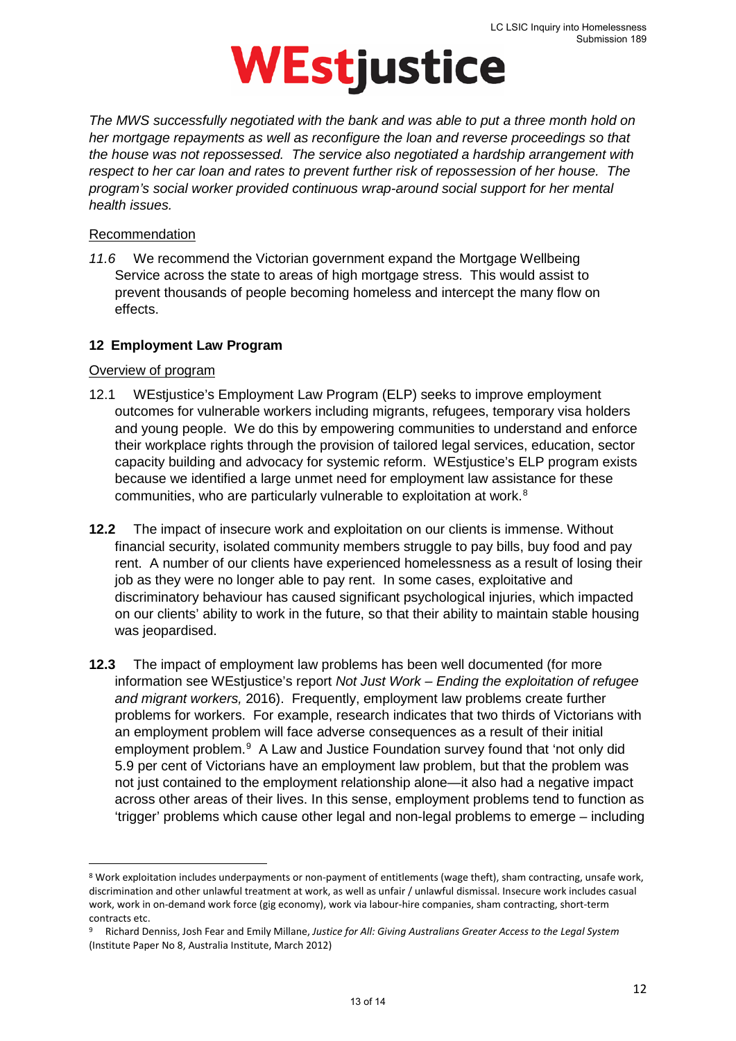*The MWS successfully negotiated with the bank and was able to put a three month hold on her mortgage repayments as well as reconfigure the loan and reverse proceedings so that the house was not repossessed. The service also negotiated a hardship arrangement with respect to her car loan and rates to prevent further risk of repossession of her house. The program's social worker provided continuous wrap-around social support for her mental health issues.*

Recommendation

*11.6* We recommend the Victorian government expand the Mortgage Wellbeing Service across the state to areas of high mortgage stress. This would assist to prevent thousands of people becoming homeless and intercept the many flow on effects.

## 12 Employment Law Program

Overview of program

12.1 WEstjustice's Employment Law Program (ELP) seeks to improve employment outcomes for vulnerable workers including migrants, refugees, temporary visa holders and young people. We do this by empowering communities to understand and enforce their workplace rights through the provision of tailored legal services, education, sector capacity building and advocacy for systemic reform. WEstjustice's ELP program exists because we identified a large unmet need for employment law assistance for these communities, who are particularly vulnerable to exploitation at work.[8]

**12.2** The impact of insecure work and exploitation on our clients is immense. Without financial security, isolated community members struggle to pay bills, buy food and pay rent. A number of our clients have experienced homelessness as a result of losing their job as they were no longer able to pay rent. In some cases, exploitative and discriminatory behaviour has caused significant psychological injuries, which impacted on our clients' ability to work in the future, so that their ability to maintain stable housing was jeopardised.

**12.3** The impact of employment law problems has been well documented (for more information see WEstjustice's report *Not Just Work – Ending the exploitation of refugee and migrant workers,* 2016). Frequently, employment law problems create further problems for workers. For example, research indicates that two thirds of Victorians with an employment problem will face adverse consequences as a result of their initial employment problem.[9] A Law and Justice Foundation survey found that 'not only did 5.9 per cent of Victorians have an employment law problem, but that the problem was not just contained to the employment relationship alone—it also had a negative impact across other areas of their lives. In this sense, employment problems tend to function as 'trigger' problems which cause other legal and non-legal problems to emerge – including

---

[8] Work exploitation includes underpayments or non-payment of entitlements (wage theft), sham contracting, unsafe work, discrimination and other unlawful treatment at work, as well as unfair / unlawful dismissal. Insecure work includes casual work, work in on-demand work force (gig economy), work via labour-hire companies, sham contracting, short-term contracts etc.

[9] Richard Denniss, Josh Fear and Emily Millane, *Justice for All: Giving Australians Greater Access to the Legal System* (Institute Paper No 8, Australia Institute, March 2012)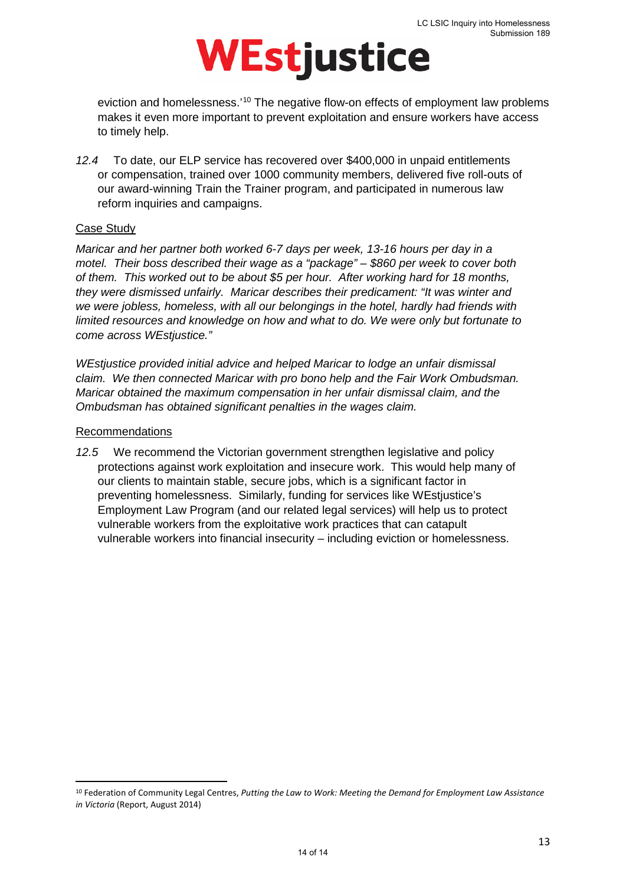eviction and homelessness.'[10] The negative flow-on effects of employment law problems makes it even more important to prevent exploitation and ensure workers have access to timely help.

*12.4* To date, our ELP service has recovered over $400,000 in unpaid entitlements or compensation, trained over 1000 community members, delivered five roll-outs of our award-winning Train the Trainer program, and participated in numerous law reform inquiries and campaigns.

<u>Case Study</u>

*Maricar and her partner both worked 6-7 days per week, 13-16 hours per day in a motel. Their boss described their wage as a "package" – $860 per week to cover both of them. This worked out to be about $5 per hour. After working hard for 18 months, they were dismissed unfairly. Maricar describes their predicament: "It was winter and we were jobless, homeless, with all our belongings in the hotel, hardly had friends with limited resources and knowledge on how and what to do. We were only but fortunate to come across WEstjustice."*

*WEstjustice provided initial advice and helped Maricar to lodge an unfair dismissal claim. We then connected Maricar with pro bono help and the Fair Work Ombudsman. Maricar obtained the maximum compensation in her unfair dismissal claim, and the Ombudsman has obtained significant penalties in the wages claim.*

<u>Recommendations</u>

*12.5* We recommend the Victorian government strengthen legislative and policy protections against work exploitation and insecure work. This would help many of our clients to maintain stable, secure jobs, which is a significant factor in preventing homelessness. Similarly, funding for services like WEstjustice's Employment Law Program (and our related legal services) will help us to protect vulnerable workers from the exploitative work practices that can catapult vulnerable workers into financial insecurity – including eviction or homelessness.

---

[10] Federation of Community Legal Centres, *Putting the Law to Work: Meeting the Demand for Employment Law Assistance in Victoria* (Report, August 2014)